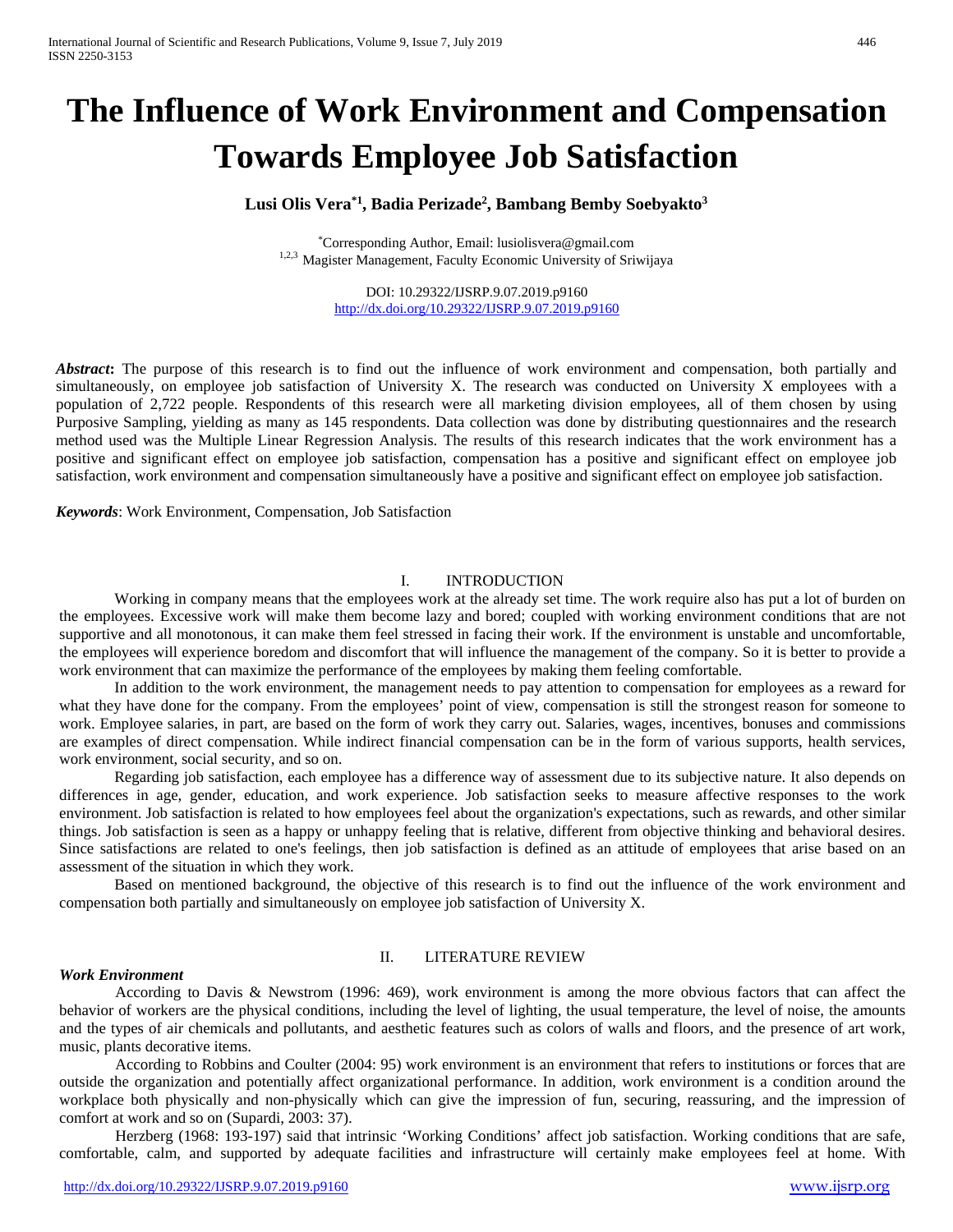# The Influence of Work Environment and Compensation Towards Employee Job Satisfaction

**Lusi Olis Vera*[1], Badia Perizade[2], Bambang Bemby Soebyakto[3]**

*Corresponding Author, Email: lusiolisvera@gmail.com
[1,2,3] Magister Management, Faculty Economic University of Sriwijaya

DOI: 10.29322/IJSRP.9.07.2019.p9160
http://dx.doi.org/10.29322/IJSRP.9.07.2019.p9160

***Abstract*:** The purpose of this research is to find out the influence of work environment and compensation, both partially and simultaneously, on employee job satisfaction of University X. The research was conducted on University X employees with a population of 2,722 people. Respondents of this research were all marketing division employees, all of them chosen by using Purposive Sampling, yielding as many as 145 respondents. Data collection was done by distributing questionnaires and the research method used was the Multiple Linear Regression Analysis. The results of this research indicates that the work environment has a positive and significant effect on employee job satisfaction, compensation has a positive and significant effect on employee job satisfaction, work environment and compensation simultaneously have a positive and significant effect on employee job satisfaction.

***Keywords***: Work Environment, Compensation, Job Satisfaction

## I. INTRODUCTION

Working in company means that the employees work at the already set time. The work require also has put a lot of burden on the employees. Excessive work will make them become lazy and bored; coupled with working environment conditions that are not supportive and all monotonous, it can make them feel stressed in facing their work. If the environment is unstable and uncomfortable, the employees will experience boredom and discomfort that will influence the management of the company. So it is better to provide a work environment that can maximize the performance of the employees by making them feeling comfortable.

In addition to the work environment, the management needs to pay attention to compensation for employees as a reward for what they have done for the company. From the employees' point of view, compensation is still the strongest reason for someone to work. Employee salaries, in part, are based on the form of work they carry out. Salaries, wages, incentives, bonuses and commissions are examples of direct compensation. While indirect financial compensation can be in the form of various supports, health services, work environment, social security, and so on.

Regarding job satisfaction, each employee has a difference way of assessment due to its subjective nature. It also depends on differences in age, gender, education, and work experience. Job satisfaction seeks to measure affective responses to the work environment. Job satisfaction is related to how employees feel about the organization's expectations, such as rewards, and other similar things. Job satisfaction is seen as a happy or unhappy feeling that is relative, different from objective thinking and behavioral desires. Since satisfactions are related to one's feelings, then job satisfaction is defined as an attitude of employees that arise based on an assessment of the situation in which they work.

Based on mentioned background, the objective of this research is to find out the influence of the work environment and compensation both partially and simultaneously on employee job satisfaction of University X.

## II. LITERATURE REVIEW

### *Work Environment*

According to Davis & Newstrom (1996: 469), work environment is among the more obvious factors that can affect the behavior of workers are the physical conditions, including the level of lighting, the usual temperature, the level of noise, the amounts and the types of air chemicals and pollutants, and aesthetic features such as colors of walls and floors, and the presence of art work, music, plants decorative items.

According to Robbins and Coulter (2004: 95) work environment is an environment that refers to institutions or forces that are outside the organization and potentially affect organizational performance. In addition, work environment is a condition around the workplace both physically and non-physically which can give the impression of fun, securing, reassuring, and the impression of comfort at work and so on (Supardi, 2003: 37).

Herzberg (1968: 193-197) said that intrinsic 'Working Conditions' affect job satisfaction. Working conditions that are safe, comfortable, calm, and supported by adequate facilities and infrastructure will certainly make employees feel at home. With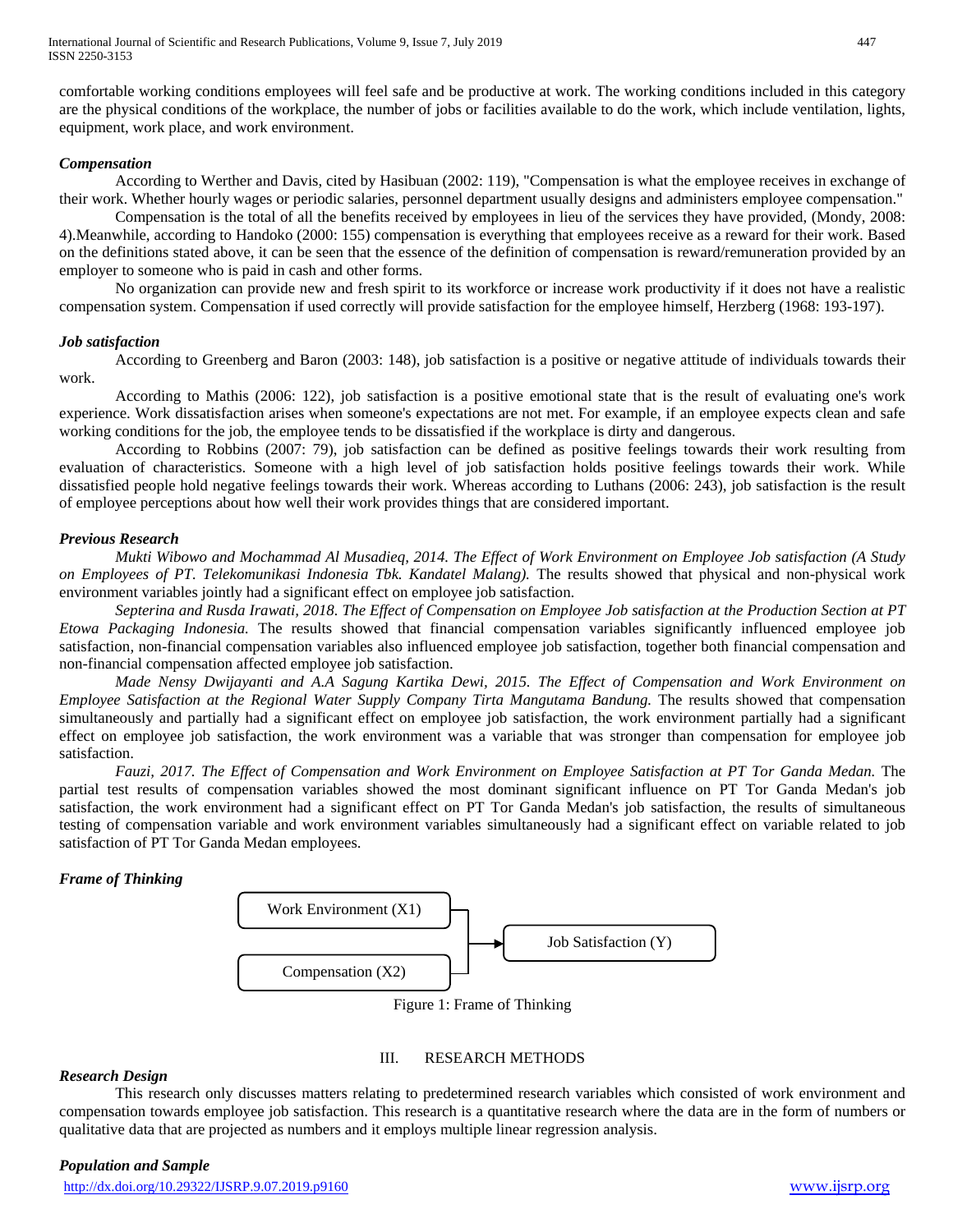comfortable working conditions employees will feel safe and be productive at work. The working conditions included in this category are the physical conditions of the workplace, the number of jobs or facilities available to do the work, which include ventilation, lights, equipment, work place, and work environment.

### *Compensation*

According to Werther and Davis, cited by Hasibuan (2002: 119), "Compensation is what the employee receives in exchange of their work. Whether hourly wages or periodic salaries, personnel department usually designs and administers employee compensation."

Compensation is the total of all the benefits received by employees in lieu of the services they have provided, (Mondy, 2008: 4).Meanwhile, according to Handoko (2000: 155) compensation is everything that employees receive as a reward for their work. Based on the definitions stated above, it can be seen that the essence of the definition of compensation is reward/remuneration provided by an employer to someone who is paid in cash and other forms.

No organization can provide new and fresh spirit to its workforce or increase work productivity if it does not have a realistic compensation system. Compensation if used correctly will provide satisfaction for the employee himself, Herzberg (1968: 193-197).

### *Job satisfaction*

According to Greenberg and Baron (2003: 148), job satisfaction is a positive or negative attitude of individuals towards their work.

According to Mathis (2006: 122), job satisfaction is a positive emotional state that is the result of evaluating one's work experience. Work dissatisfaction arises when someone's expectations are not met. For example, if an employee expects clean and safe working conditions for the job, the employee tends to be dissatisfied if the workplace is dirty and dangerous.

According to Robbins (2007: 79), job satisfaction can be defined as positive feelings towards their work resulting from evaluation of characteristics. Someone with a high level of job satisfaction holds positive feelings towards their work. While dissatisfied people hold negative feelings towards their work. Whereas according to Luthans (2006: 243), job satisfaction is the result of employee perceptions about how well their work provides things that are considered important.

### *Previous Research*

*Mukti Wibowo and Mochammad Al Musadieq, 2014. The Effect of Work Environment on Employee Job satisfaction (A Study on Employees of PT. Telekomunikasi Indonesia Tbk. Kandatel Malang).* The results showed that physical and non-physical work environment variables jointly had a significant effect on employee job satisfaction.

*Septerina and Rusda Irawati, 2018. The Effect of Compensation on Employee Job satisfaction at the Production Section at PT Etowa Packaging Indonesia.* The results showed that financial compensation variables significantly influenced employee job satisfaction, non-financial compensation variables also influenced employee job satisfaction, together both financial compensation and non-financial compensation affected employee job satisfaction.

*Made Nensy Dwijayanti and A.A Sagung Kartika Dewi, 2015. The Effect of Compensation and Work Environment on Employee Satisfaction at the Regional Water Supply Company Tirta Mangutama Bandung.* The results showed that compensation simultaneously and partially had a significant effect on employee job satisfaction, the work environment partially had a significant effect on employee job satisfaction, the work environment was a variable that was stronger than compensation for employee job satisfaction.

*Fauzi, 2017. The Effect of Compensation and Work Environment on Employee Satisfaction at PT Tor Ganda Medan.* The partial test results of compensation variables showed the most dominant significant influence on PT Tor Ganda Medan's job satisfaction, the work environment had a significant effect on PT Tor Ganda Medan's job satisfaction, the results of simultaneous testing of compensation variable and work environment variables simultaneously had a significant effect on variable related to job satisfaction of PT Tor Ganda Medan employees.

### *Frame of Thinking*

Work Environment (X1) → Job Satisfaction (Y)

Compensation (X2) → Job Satisfaction (Y)

Figure 1: Frame of Thinking

## III. RESEARCH METHODS

### *Research Design*

This research only discusses matters relating to predetermined research variables which consisted of work environment and compensation towards employee job satisfaction. This research is a quantitative research where the data are in the form of numbers or qualitative data that are projected as numbers and it employs multiple linear regression analysis.

### *Population and Sample*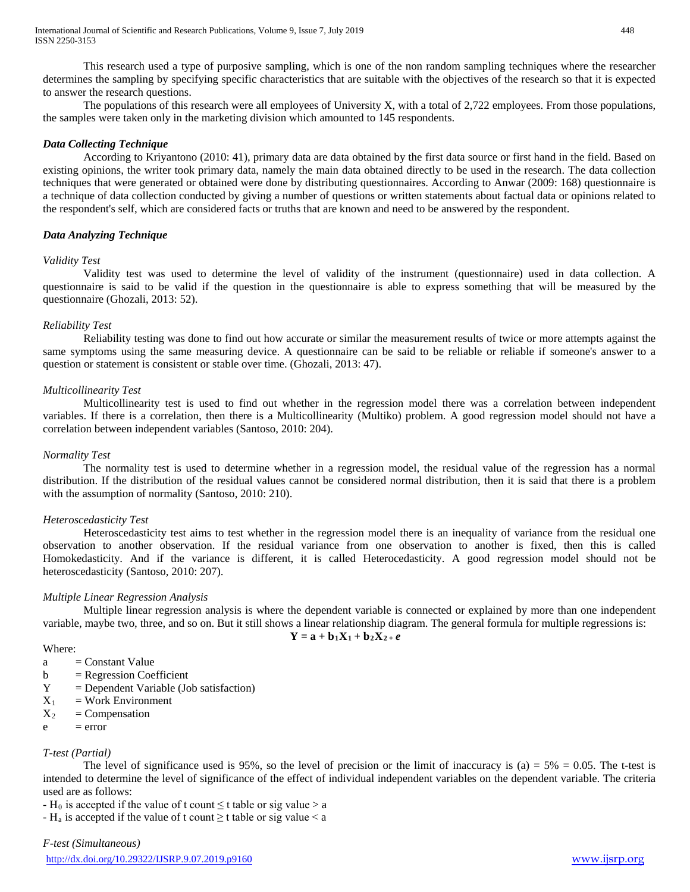This research used a type of purposive sampling, which is one of the non random sampling techniques where the researcher determines the sampling by specifying specific characteristics that are suitable with the objectives of the research so that it is expected to answer the research questions.

The populations of this research were all employees of University X, with a total of 2,722 employees. From those populations, the samples were taken only in the marketing division which amounted to 145 respondents.

### *Data Collecting Technique*

According to Kriyantono (2010: 41), primary data are data obtained by the first data source or first hand in the field. Based on existing opinions, the writer took primary data, namely the main data obtained directly to be used in the research. The data collection techniques that were generated or obtained were done by distributing questionnaires. According to Anwar (2009: 168) questionnaire is a technique of data collection conducted by giving a number of questions or written statements about factual data or opinions related to the respondent's self, which are considered facts or truths that are known and need to be answered by the respondent.

### *Data Analyzing Technique*

*Validity Test*

Validity test was used to determine the level of validity of the instrument (questionnaire) used in data collection. A questionnaire is said to be valid if the question in the questionnaire is able to express something that will be measured by the questionnaire (Ghozali, 2013: 52).

*Reliability Test*

Reliability testing was done to find out how accurate or similar the measurement results of twice or more attempts against the same symptoms using the same measuring device. A questionnaire can be said to be reliable or reliable if someone's answer to a question or statement is consistent or stable over time. (Ghozali, 2013: 47).

*Multicollinearity Test*

Multicollinearity test is used to find out whether in the regression model there was a correlation between independent variables. If there is a correlation, then there is a Multicollinearity (Multiko) problem. A good regression model should not have a correlation between independent variables (Santoso, 2010: 204).

*Normality Test*

The normality test is used to determine whether in a regression model, the residual value of the regression has a normal distribution. If the distribution of the residual values cannot be considered normal distribution, then it is said that there is a problem with the assumption of normality (Santoso, 2010: 210).

*Heteroscedasticity Test*

Heteroscedasticity test aims to test whether in the regression model there is an inequality of variance from the residual one observation to another observation. If the residual variance from one observation to another is fixed, then this is called Homokedasticity. And if the variance is different, it is called Heterocedasticity. A good regression model should not be heteroscedasticity (Santoso, 2010: 207).

*Multiple Linear Regression Analysis*

Multiple linear regression analysis is where the dependent variable is connected or explained by more than one independent variable, maybe two, three, and so on. But it still shows a linear relationship diagram. The general formula for multiple regressions is:

$$\mathbf{Y = a + b_1X_1 + b_2X_2} + e$$

Where:

- a = Constant Value
- b = Regression Coefficient
- Y = Dependent Variable (Job satisfaction)
- $X_1$ = Work Environment
- $X_2$ = Compensation
- e = error

*T-test (Partial)*

The level of significance used is 95%, so the level of precision or the limit of inaccuracy is (a) = 5% = 0.05. The t-test is intended to determine the level of significance of the effect of individual independent variables on the dependent variable. The criteria used are as follows:

- $H_0$ is accepted if the value of t count $\leq$ t table or sig value > a
- $H_a$ is accepted if the value of t count $\geq$ t table or sig value < a

*F-test (Simultaneous)*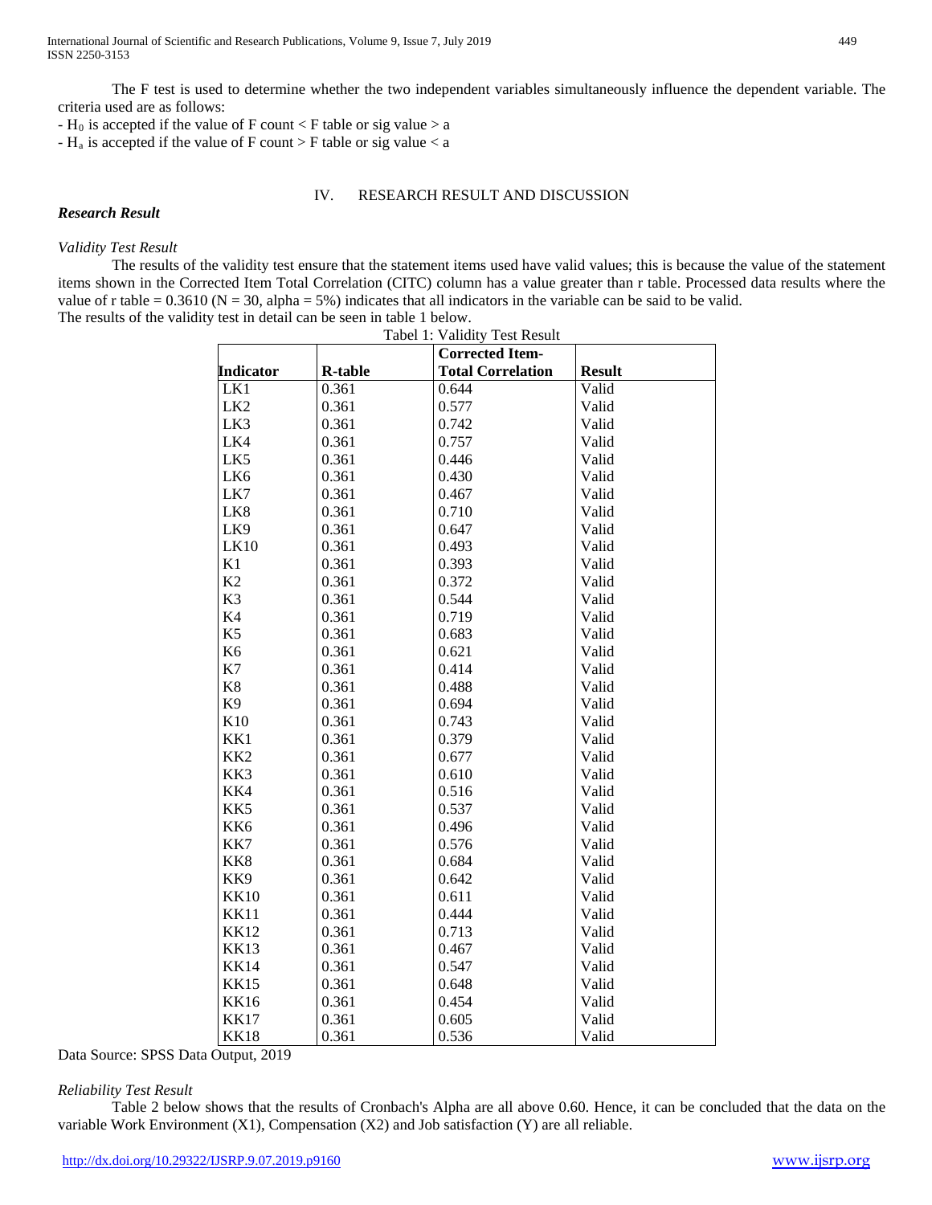The F test is used to determine whether the two independent variables simultaneously influence the dependent variable. The criteria used are as follows:

- $H_0$ is accepted if the value of F count < F table or sig value > a
- $H_a$ is accepted if the value of F count > F table or sig value < a

## IV. RESEARCH RESULT AND DISCUSSION

### *Research Result*

*Validity Test Result*

The results of the validity test ensure that the statement items used have valid values; this is because the value of the statement items shown in the Corrected Item Total Correlation (CITC) column has a value greater than r table. Processed data results where the value of r table = 0.3610 (N = 30, alpha = 5%) indicates that all indicators in the variable can be said to be valid.

The results of the validity test in detail can be seen in table 1 below.

Tabel 1: Validity Test Result

| Indicator | R-table | Corrected Item-Total Correlation | Result |
|---|---|---|---|
| LK1 | 0.361 | 0.644 | Valid |
| LK2 | 0.361 | 0.577 | Valid |
| LK3 | 0.361 | 0.742 | Valid |
| LK4 | 0.361 | 0.757 | Valid |
| LK5 | 0.361 | 0.446 | Valid |
| LK6 | 0.361 | 0.430 | Valid |
| LK7 | 0.361 | 0.467 | Valid |
| LK8 | 0.361 | 0.710 | Valid |
| LK9 | 0.361 | 0.647 | Valid |
| LK10 | 0.361 | 0.493 | Valid |
| K1 | 0.361 | 0.393 | Valid |
| K2 | 0.361 | 0.372 | Valid |
| K3 | 0.361 | 0.544 | Valid |
| K4 | 0.361 | 0.719 | Valid |
| K5 | 0.361 | 0.683 | Valid |
| K6 | 0.361 | 0.621 | Valid |
| K7 | 0.361 | 0.414 | Valid |
| K8 | 0.361 | 0.488 | Valid |
| K9 | 0.361 | 0.694 | Valid |
| K10 | 0.361 | 0.743 | Valid |
| KK1 | 0.361 | 0.379 | Valid |
| KK2 | 0.361 | 0.677 | Valid |
| KK3 | 0.361 | 0.610 | Valid |
| KK4 | 0.361 | 0.516 | Valid |
| KK5 | 0.361 | 0.537 | Valid |
| KK6 | 0.361 | 0.496 | Valid |
| KK7 | 0.361 | 0.576 | Valid |
| KK8 | 0.361 | 0.684 | Valid |
| KK9 | 0.361 | 0.642 | Valid |
| KK10 | 0.361 | 0.611 | Valid |
| KK11 | 0.361 | 0.444 | Valid |
| KK12 | 0.361 | 0.713 | Valid |
| KK13 | 0.361 | 0.467 | Valid |
| KK14 | 0.361 | 0.547 | Valid |
| KK15 | 0.361 | 0.648 | Valid |
| KK16 | 0.361 | 0.454 | Valid |
| KK17 | 0.361 | 0.605 | Valid |
| KK18 | 0.361 | 0.536 | Valid |

Data Source: SPSS Data Output, 2019

*Reliability Test Result*

Table 2 below shows that the results of Cronbach's Alpha are all above 0.60. Hence, it can be concluded that the data on the variable Work Environment (X1), Compensation (X2) and Job satisfaction (Y) are all reliable.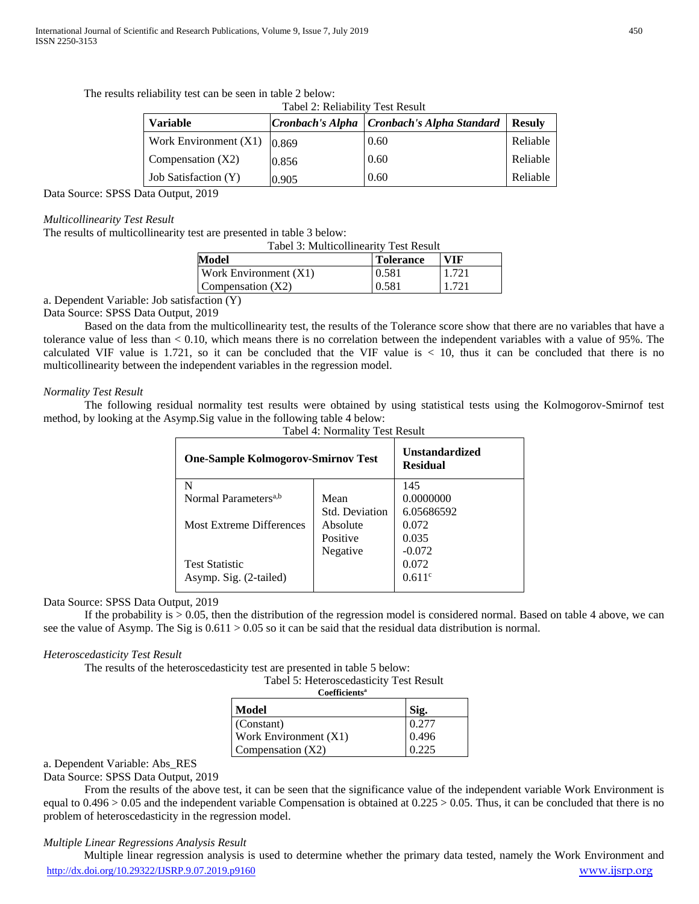The results reliability test can be seen in table 2 below:

Tabel 2: Reliability Test Result

| **Variable** | ***Cronbach's Alpha*** | ***Cronbach's Alpha Standard*** | **Resuly** |
|---|---|---|---|
| Work Environment (X1) | 0.869 | 0.60 | Reliable |
| Compensation (X2) | 0.856 | 0.60 | Reliable |
| Job Satisfaction (Y) | 0.905 | 0.60 | Reliable |

Data Source: SPSS Data Output, 2019

*Multicollinearity Test Result*

The results of multicollinearity test are presented in table 3 below:

Tabel 3: Multicollinearity Test Result

| **Model** | **Tolerance** | **VIF** |
|---|---|---|
| Work Environment (X1) | 0.581 | 1.721 |
| Compensation (X2) | 0.581 | 1.721 |

a. Dependent Variable: Job satisfaction (Y)

Data Source: SPSS Data Output, 2019

Based on the data from the multicollinearity test, the results of the Tolerance score show that there are no variables that have a tolerance value of less than < 0.10, which means there is no correlation between the independent variables with a value of 95%. The calculated VIF value is 1.721, so it can be concluded that the VIF value is < 10, thus it can be concluded that there is no multicollinearity between the independent variables in the regression model.

*Normality Test Result*

The following residual normality test results were obtained by using statistical tests using the Kolmogorov-Smirnof test method, by looking at the Asymp.Sig value in the following table 4 below:

Tabel 4: Normality Test Result

| **One-Sample Kolmogorov-Smirnov Test** | | **Unstandardized Residual** |
|---|---|---|
| N | | 145 |
| Normal Parameters[a,b] | Mean | 0.0000000 |
| | Std. Deviation | 6.05686592 |
| Most Extreme Differences | Absolute | 0.072 |
| | Positive | 0.035 |
| | Negative | -0.072 |
| Test Statistic | | 0.072 |
| Asymp. Sig. (2-tailed) | | 0.611[c] |

Data Source: SPSS Data Output, 2019

If the probability is > 0.05, then the distribution of the regression model is considered normal. Based on table 4 above, we can see the value of Asymp. The Sig is 0.611 > 0.05 so it can be said that the residual data distribution is normal.

*Heteroscedasticity Test Result*

The results of the heteroscedasticity test are presented in table 5 below:

Tabel 5: Heteroscedasticity Test Result

**Coefficients[a]**

| **Model** | **Sig.** |
|---|---|
| (Constant) | 0.277 |
| Work Environment (X1) | 0.496 |
| Compensation (X2) | 0.225 |

a. Dependent Variable: Abs_RES

Data Source: SPSS Data Output, 2019

From the results of the above test, it can be seen that the significance value of the independent variable Work Environment is equal to 0.496 > 0.05 and the independent variable Compensation is obtained at 0.225 > 0.05. Thus, it can be concluded that there is no problem of heteroscedasticity in the regression model.

*Multiple Linear Regressions Analysis Result*

Multiple linear regression analysis is used to determine whether the primary data tested, namely the Work Environment and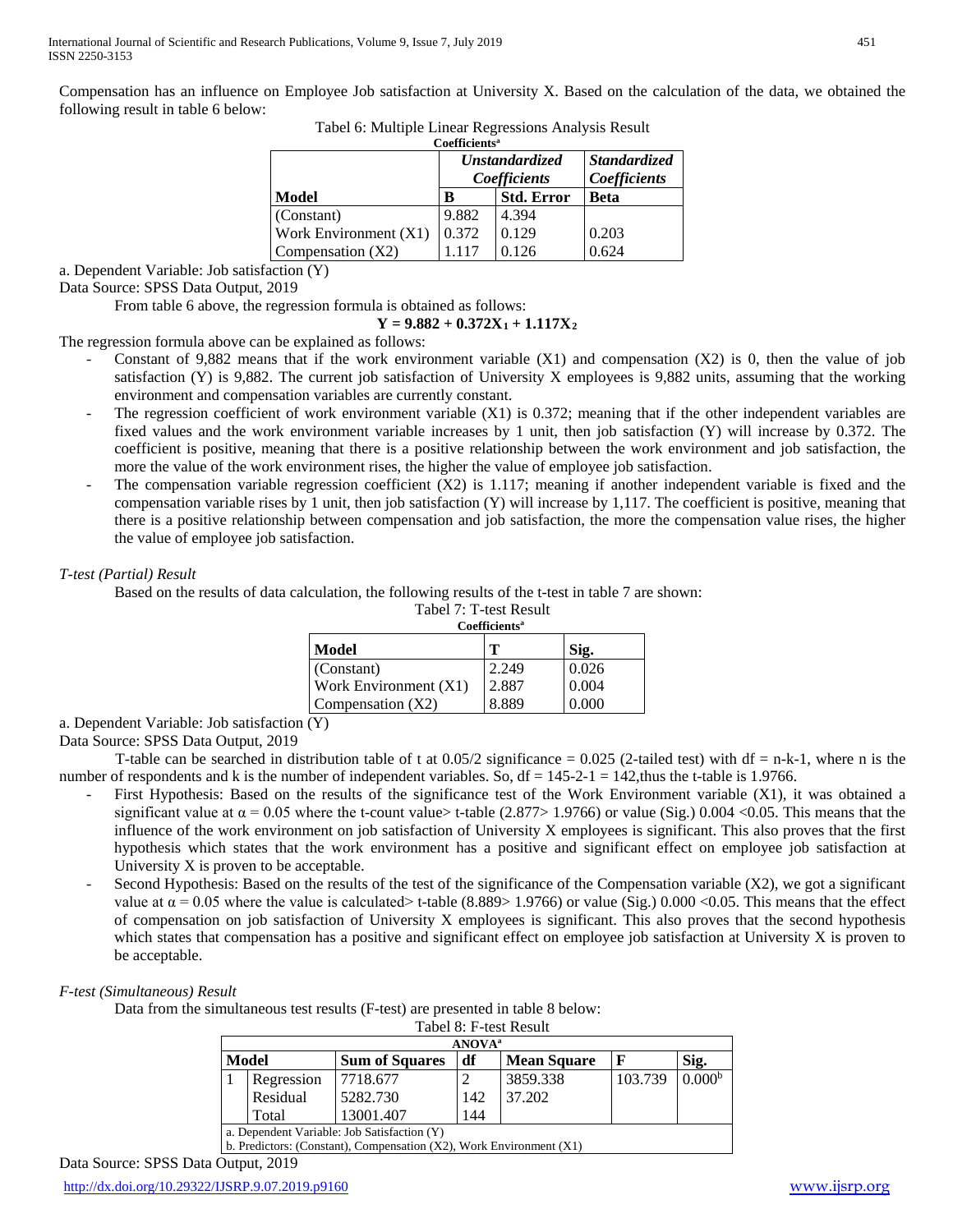Compensation has an influence on Employee Job satisfaction at University X. Based on the calculation of the data, we obtained the following result in table 6 below:

Tabel 6: Multiple Linear Regressions Analysis Result

Coefficients[a]

| | Unstandardized Coefficients | | Standardized Coefficients |
|---|---|---|---|
| Model | B | Std. Error | Beta |
| (Constant) | 9.882 | 4.394 | |
| Work Environment (X1) | 0.372 | 0.129 | 0.203 |
| Compensation (X2) | 1.117 | 0.126 | 0.624 |

a. Dependent Variable: Job satisfaction (Y)

Data Source: SPSS Data Output, 2019

From table 6 above, the regression formula is obtained as follows:

$$\mathbf{Y = 9.882 + 0.372X_1 + 1.117X_2}$$

The regression formula above can be explained as follows:

- Constant of 9,882 means that if the work environment variable (X1) and compensation (X2) is 0, then the value of job satisfaction (Y) is 9,882. The current job satisfaction of University X employees is 9,882 units, assuming that the working environment and compensation variables are currently constant.
- The regression coefficient of work environment variable (X1) is 0.372; meaning that if the other independent variables are fixed values and the work environment variable increases by 1 unit, then job satisfaction (Y) will increase by 0.372. The coefficient is positive, meaning that there is a positive relationship between the work environment and job satisfaction, the more the value of the work environment rises, the higher the value of employee job satisfaction.
- The compensation variable regression coefficient (X2) is 1.117; meaning if another independent variable is fixed and the compensation variable rises by 1 unit, then job satisfaction (Y) will increase by 1,117. The coefficient is positive, meaning that there is a positive relationship between compensation and job satisfaction, the more the compensation value rises, the higher the value of employee job satisfaction.

*T-test (Partial) Result*

Based on the results of data calculation, the following results of the t-test in table 7 are shown:

Tabel 7: T-test Result

Coefficients[a]

| Model | T | Sig. |
|---|---|---|
| (Constant) | 2.249 | 0.026 |
| Work Environment (X1) | 2.887 | 0.004 |
| Compensation (X2) | 8.889 | 0.000 |

a. Dependent Variable: Job satisfaction (Y)

Data Source: SPSS Data Output, 2019

T-table can be searched in distribution table of t at 0.05/2 significance = 0.025 (2-tailed test) with df = n-k-1, where n is the number of respondents and k is the number of independent variables. So, df = 145-2-1 = 142,thus the t-table is 1.9766.

- First Hypothesis: Based on the results of the significance test of the Work Environment variable (X1), it was obtained a significant value at $\alpha = 0.05$ where the t-count value> t-table (2.877> 1.9766) or value (Sig.) 0.004 <0.05. This means that the influence of the work environment on job satisfaction of University X employees is significant. This also proves that the first hypothesis which states that the work environment has a positive and significant effect on employee job satisfaction at University X is proven to be acceptable.
- Second Hypothesis: Based on the results of the test of the significance of the Compensation variable (X2), we got a significant value at $\alpha = 0.05$ where the value is calculated> t-table (8.889> 1.9766) or value (Sig.) 0.000 <0.05. This means that the effect of compensation on job satisfaction of University X employees is significant. This also proves that the second hypothesis which states that compensation has a positive and significant effect on employee job satisfaction at University X is proven to be acceptable.

*F-test (Simultaneous) Result*

Data from the simultaneous test results (F-test) are presented in table 8 below:

Tabel 8: F-test Result

ANOVA[a]

| Model | | Sum of Squares | df | Mean Square | F | Sig. |
|---|---|---|---|---|---|---|
| 1 | Regression | 7718.677 | 2 | 3859.338 | 103.739 | 0.000[b] |
| | Residual | 5282.730 | 142 | 37.202 | | |
| | Total | 13001.407 | 144 | | | |

a. Dependent Variable: Job Satisfaction (Y)

b. Predictors: (Constant), Compensation (X2), Work Environment (X1)

Data Source: SPSS Data Output, 2019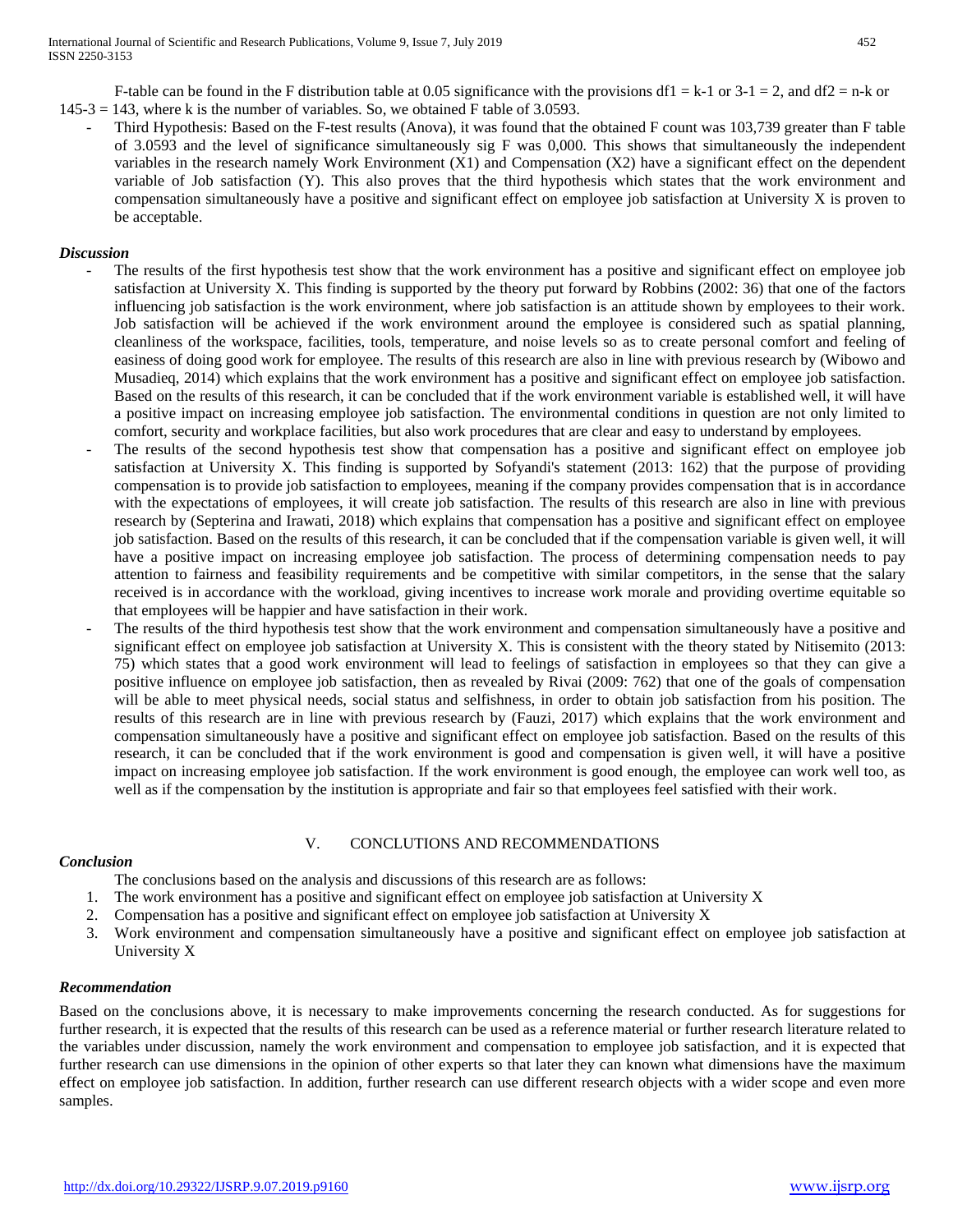F-table can be found in the F distribution table at 0.05 significance with the provisions df1 = k-1 or 3-1 = 2, and df2 = n-k or 145-3 = 143, where k is the number of variables. So, we obtained F table of 3.0593.

- Third Hypothesis: Based on the F-test results (Anova), it was found that the obtained F count was 103,739 greater than F table of 3.0593 and the level of significance simultaneously sig F was 0,000. This shows that simultaneously the independent variables in the research namely Work Environment (X1) and Compensation (X2) have a significant effect on the dependent variable of Job satisfaction (Y). This also proves that the third hypothesis which states that the work environment and compensation simultaneously have a positive and significant effect on employee job satisfaction at University X is proven to be acceptable.

***Discussion***

- The results of the first hypothesis test show that the work environment has a positive and significant effect on employee job satisfaction at University X. This finding is supported by the theory put forward by Robbins (2002: 36) that one of the factors influencing job satisfaction is the work environment, where job satisfaction is an attitude shown by employees to their work. Job satisfaction will be achieved if the work environment around the employee is considered such as spatial planning, cleanliness of the workspace, facilities, tools, temperature, and noise levels so as to create personal comfort and feeling of easiness of doing good work for employee. The results of this research are also in line with previous research by (Wibowo and Musadieq, 2014) which explains that the work environment has a positive and significant effect on employee job satisfaction. Based on the results of this research, it can be concluded that if the work environment variable is established well, it will have a positive impact on increasing employee job satisfaction. The environmental conditions in question are not only limited to comfort, security and workplace facilities, but also work procedures that are clear and easy to understand by employees.
- The results of the second hypothesis test show that compensation has a positive and significant effect on employee job satisfaction at University X. This finding is supported by Sofyandi's statement (2013: 162) that the purpose of providing compensation is to provide job satisfaction to employees, meaning if the company provides compensation that is in accordance with the expectations of employees, it will create job satisfaction. The results of this research are also in line with previous research by (Septerina and Irawati, 2018) which explains that compensation has a positive and significant effect on employee job satisfaction. Based on the results of this research, it can be concluded that if the compensation variable is given well, it will have a positive impact on increasing employee job satisfaction. The process of determining compensation needs to pay attention to fairness and feasibility requirements and be competitive with similar competitors, in the sense that the salary received is in accordance with the workload, giving incentives to increase work morale and providing overtime equitable so that employees will be happier and have satisfaction in their work.
- The results of the third hypothesis test show that the work environment and compensation simultaneously have a positive and significant effect on employee job satisfaction at University X. This is consistent with the theory stated by Nitisemito (2013: 75) which states that a good work environment will lead to feelings of satisfaction in employees so that they can give a positive influence on employee job satisfaction, then as revealed by Rivai (2009: 762) that one of the goals of compensation will be able to meet physical needs, social status and selfishness, in order to obtain job satisfaction from his position. The results of this research are in line with previous research by (Fauzi, 2017) which explains that the work environment and compensation simultaneously have a positive and significant effect on employee job satisfaction. Based on the results of this research, it can be concluded that if the work environment is good and compensation is given well, it will have a positive impact on increasing employee job satisfaction. If the work environment is good enough, the employee can work well too, as well as if the compensation by the institution is appropriate and fair so that employees feel satisfied with their work.

## V. CONCLUTIONS AND RECOMMENDATIONS

***Conclusion***

The conclusions based on the analysis and discussions of this research are as follows:

1. The work environment has a positive and significant effect on employee job satisfaction at University X
2. Compensation has a positive and significant effect on employee job satisfaction at University X
3. Work environment and compensation simultaneously have a positive and significant effect on employee job satisfaction at University X

***Recommendation***

Based on the conclusions above, it is necessary to make improvements concerning the research conducted. As for suggestions for further research, it is expected that the results of this research can be used as a reference material or further research literature related to the variables under discussion, namely the work environment and compensation to employee job satisfaction, and it is expected that further research can use dimensions in the opinion of other experts so that later they can known what dimensions have the maximum effect on employee job satisfaction. In addition, further research can use different research objects with a wider scope and even more samples.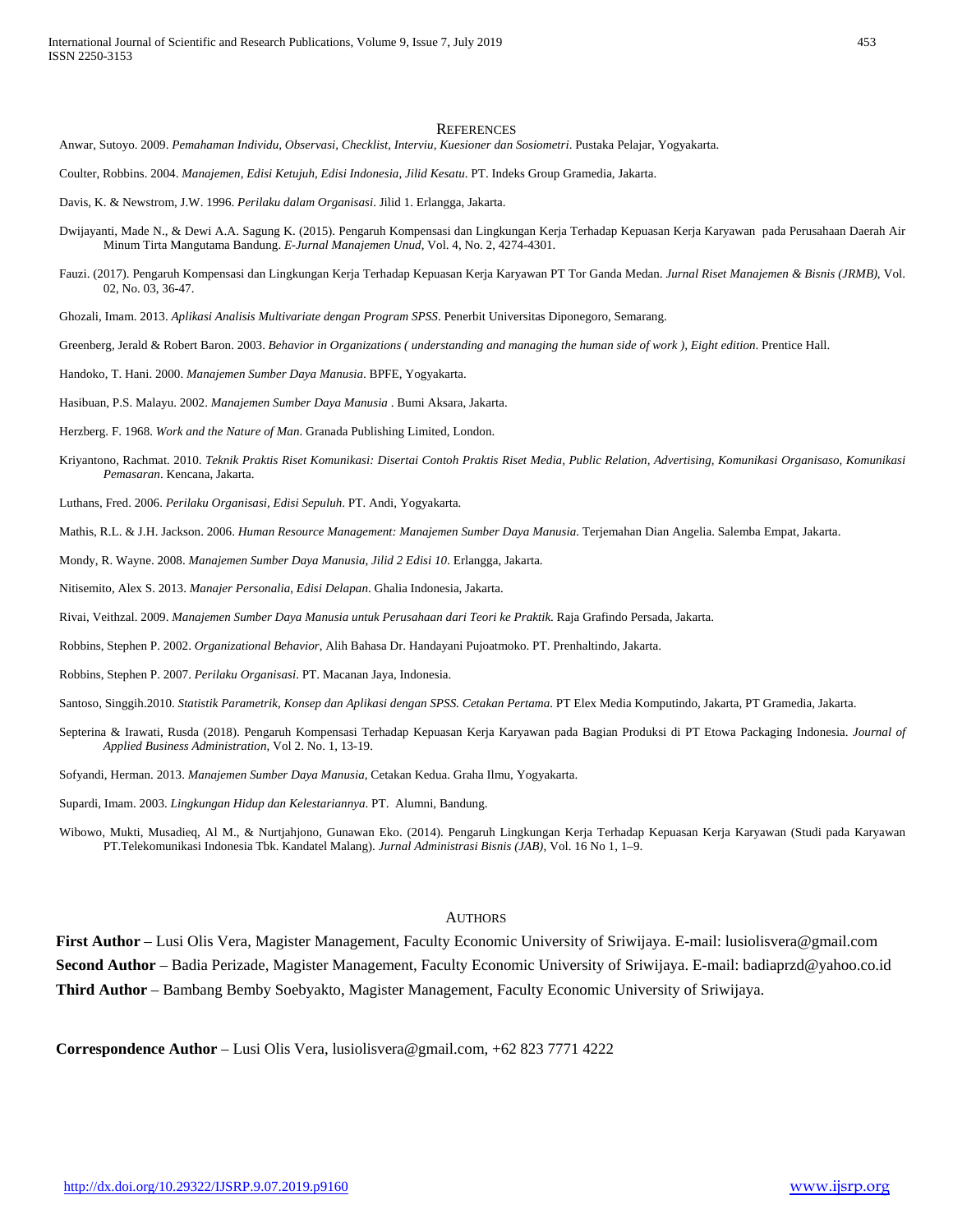## REFERENCES

Anwar, Sutoyo. 2009. *Pemahaman Individu, Observasi, Checklist, Interviu, Kuesioner dan Sosiometri*. Pustaka Pelajar, Yogyakarta.

Coulter, Robbins. 2004. *Manajemen, Edisi Ketujuh, Edisi Indonesia, Jilid Kesatu*. PT. Indeks Group Gramedia, Jakarta.

Davis, K. & Newstrom, J.W. 1996. *Perilaku dalam Organisasi*. Jilid 1. Erlangga, Jakarta.

Dwijayanti, Made N., & Dewi A.A. Sagung K. (2015). Pengaruh Kompensasi dan Lingkungan Kerja Terhadap Kepuasan Kerja Karyawan pada Perusahaan Daerah Air Minum Tirta Mangutama Bandung. *E-Jurnal Manajemen Unud*, Vol. 4, No. 2, 4274-4301.

Fauzi. (2017). Pengaruh Kompensasi dan Lingkungan Kerja Terhadap Kepuasan Kerja Karyawan PT Tor Ganda Medan. *Jurnal Riset Manajemen & Bisnis (JRMB)*, Vol. 02, No. 03, 36-47.

Ghozali, Imam. 2013. *Aplikasi Analisis Multivariate dengan Program SPSS*. Penerbit Universitas Diponegoro, Semarang.

Greenberg, Jerald & Robert Baron. 2003. *Behavior in Organizations ( understanding and managing the human side of work ), Eight edition*. Prentice Hall.

Handoko, T. Hani. 2000. *Manajemen Sumber Daya Manusia*. BPFE, Yogyakarta.

Hasibuan, P.S. Malayu. 2002. *Manajemen Sumber Daya Manusia* . Bumi Aksara, Jakarta.

Herzberg. F. 1968. *Work and the Nature of Man*. Granada Publishing Limited, London.

Kriyantono, Rachmat. 2010. *Teknik Praktis Riset Komunikasi: Disertai Contoh Praktis Riset Media, Public Relation, Advertising, Komunikasi Organisaso, Komunikasi Pemasaran*. Kencana, Jakarta.

Luthans, Fred. 2006. *Perilaku Organisasi, Edisi Sepuluh*. PT. Andi, Yogyakarta.

Mathis, R.L. & J.H. Jackson. 2006. *Human Resource Management: Manajemen Sumber Daya Manusia*. Terjemahan Dian Angelia. Salemba Empat, Jakarta.

Mondy, R. Wayne. 2008. *Manajemen Sumber Daya Manusia, Jilid 2 Edisi 10*. Erlangga, Jakarta.

Nitisemito, Alex S. 2013. *Manajer Personalia, Edisi Delapan*. Ghalia Indonesia, Jakarta.

Rivai, Veithzal. 2009. *Manajemen Sumber Daya Manusia untuk Perusahaan dari Teori ke Praktik*. Raja Grafindo Persada, Jakarta.

Robbins, Stephen P. 2002. *Organizational Behavior*, Alih Bahasa Dr. Handayani Pujoatmoko. PT. Prenhaltindo, Jakarta.

Robbins, Stephen P. 2007. *Perilaku Organisasi*. PT. Macanan Jaya, Indonesia.

Santoso, Singgih.2010. *Statistik Parametrik, Konsep dan Aplikasi dengan SPSS. Cetakan Pertama*. PT Elex Media Komputindo, Jakarta, PT Gramedia, Jakarta.

Septerina & Irawati, Rusda (2018). Pengaruh Kompensasi Terhadap Kepuasan Kerja Karyawan pada Bagian Produksi di PT Etowa Packaging Indonesia. *Journal of Applied Business Administration*, Vol 2. No. 1, 13-19.

Sofyandi, Herman. 2013. *Manajemen Sumber Daya Manusia*, Cetakan Kedua. Graha Ilmu, Yogyakarta.

Supardi, Imam. 2003. *Lingkungan Hidup dan Kelestariannya*. PT. Alumni, Bandung.

Wibowo, Mukti, Musadieq, Al M., & Nurtjahjono, Gunawan Eko. (2014). Pengaruh Lingkungan Kerja Terhadap Kepuasan Kerja Karyawan (Studi pada Karyawan PT.Telekomunikasi Indonesia Tbk. Kandatel Malang). *Jurnal Administrasi Bisnis (JAB)*, Vol. 16 No 1, 1–9.

## AUTHORS

**First Author** – Lusi Olis Vera, Magister Management, Faculty Economic University of Sriwijaya. E-mail: lusiolisvera@gmail.com
**Second Author** – Badia Perizade, Magister Management, Faculty Economic University of Sriwijaya. E-mail: badiaprzd@yahoo.co.id
**Third Author** – Bambang Bemby Soebyakto, Magister Management, Faculty Economic University of Sriwijaya.

**Correspondence Author** – Lusi Olis Vera, lusiolisvera@gmail.com, +62 823 7771 4222